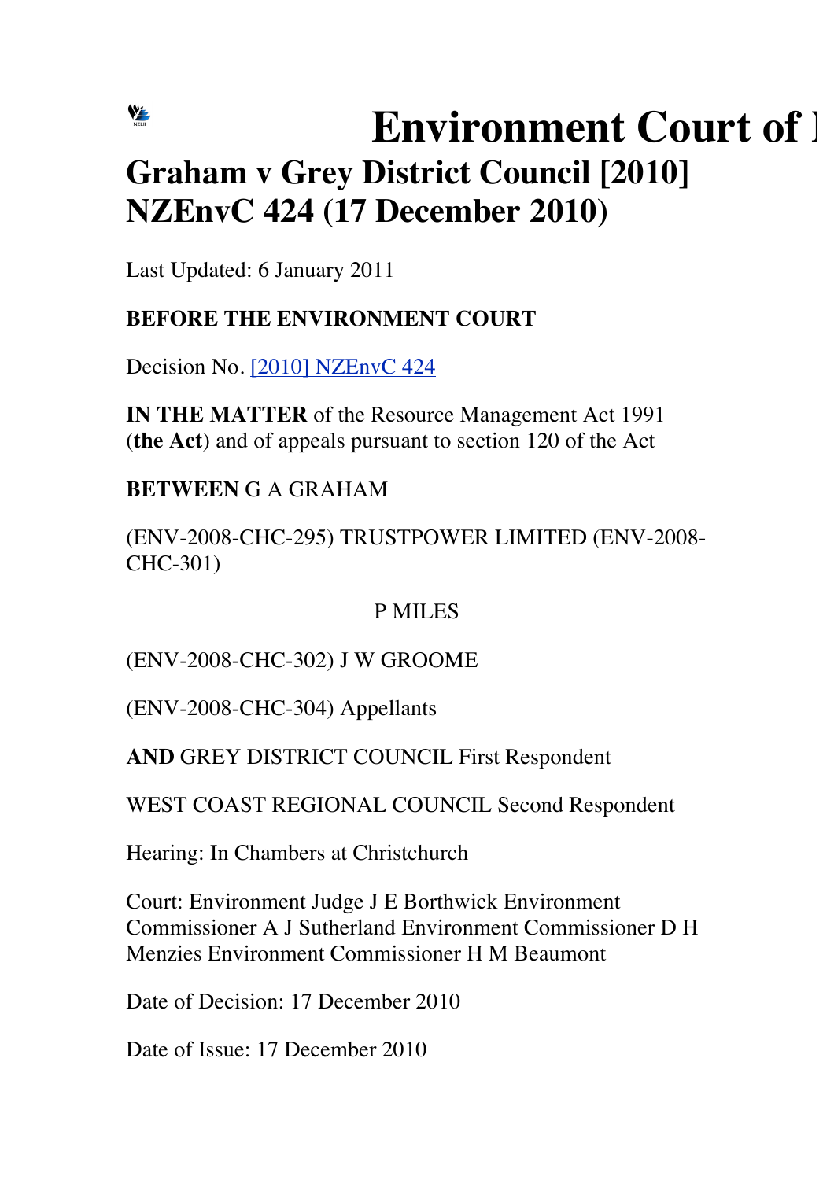# Environment Court of 

## Graham v Grey District Council [2010] NZEnvC 424 (17 December 2010)

Last Updated: 6 January 2011

**BEFORE THE ENVIRONMENT COURT**

Decision No. [2010] NZEnvC 424

**IN THE MATTER** of the Resource Management Act 1991 (**the Act**) and of appeals pursuant to section 120 of the Act

**BETWEEN** G A GRAHAM

(ENV-2008-CHC-295) TRUSTPOWER LIMITED (ENV-2008-CHC-301)

P MILES

(ENV-2008-CHC-302) J W GROOME

(ENV-2008-CHC-304) Appellants

**AND** GREY DISTRICT COUNCIL First Respondent

WEST COAST REGIONAL COUNCIL Second Respondent

Hearing: In Chambers at Christchurch

Court: Environment Judge J E Borthwick Environment Commissioner A J Sutherland Environment Commissioner D H Menzies Environment Commissioner H M Beaumont

Date of Decision: 17 December 2010

Date of Issue: 17 December 2010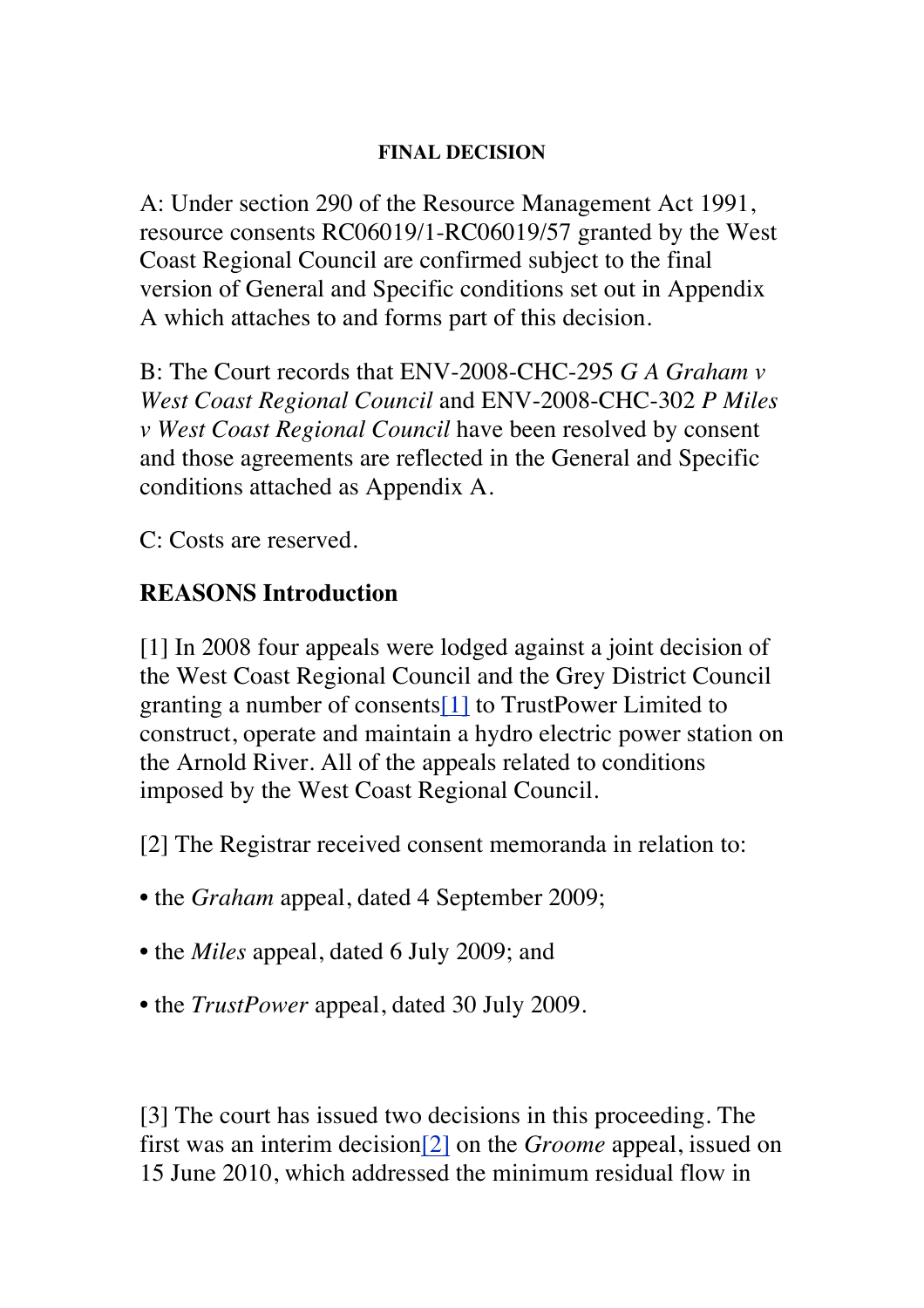**FINAL DECISION**

A: Under section 290 of the Resource Management Act 1991, resource consents RC06019/1-RC06019/57 granted by the West Coast Regional Council are confirmed subject to the final version of General and Specific conditions set out in Appendix A which attaches to and forms part of this decision.

B: The Court records that ENV-2008-CHC-295 *G A Graham v West Coast Regional Council* and ENV-2008-CHC-302 *P Miles v West Coast Regional Council* have been resolved by consent and those agreements are reflected in the General and Specific conditions attached as Appendix A.

C: Costs are reserved.

## REASONS Introduction

[1] In 2008 four appeals were lodged against a joint decision of the West Coast Regional Council and the Grey District Council granting a number of consents[1] to TrustPower Limited to construct, operate and maintain a hydro electric power station on the Arnold River. All of the appeals related to conditions imposed by the West Coast Regional Council.

[2] The Registrar received consent memoranda in relation to:

- the *Graham* appeal, dated 4 September 2009;
- the *Miles* appeal, dated 6 July 2009; and
- the *TrustPower* appeal, dated 30 July 2009.

[3] The court has issued two decisions in this proceeding. The first was an interim decision[2] on the *Groome* appeal, issued on 15 June 2010, which addressed the minimum residual flow in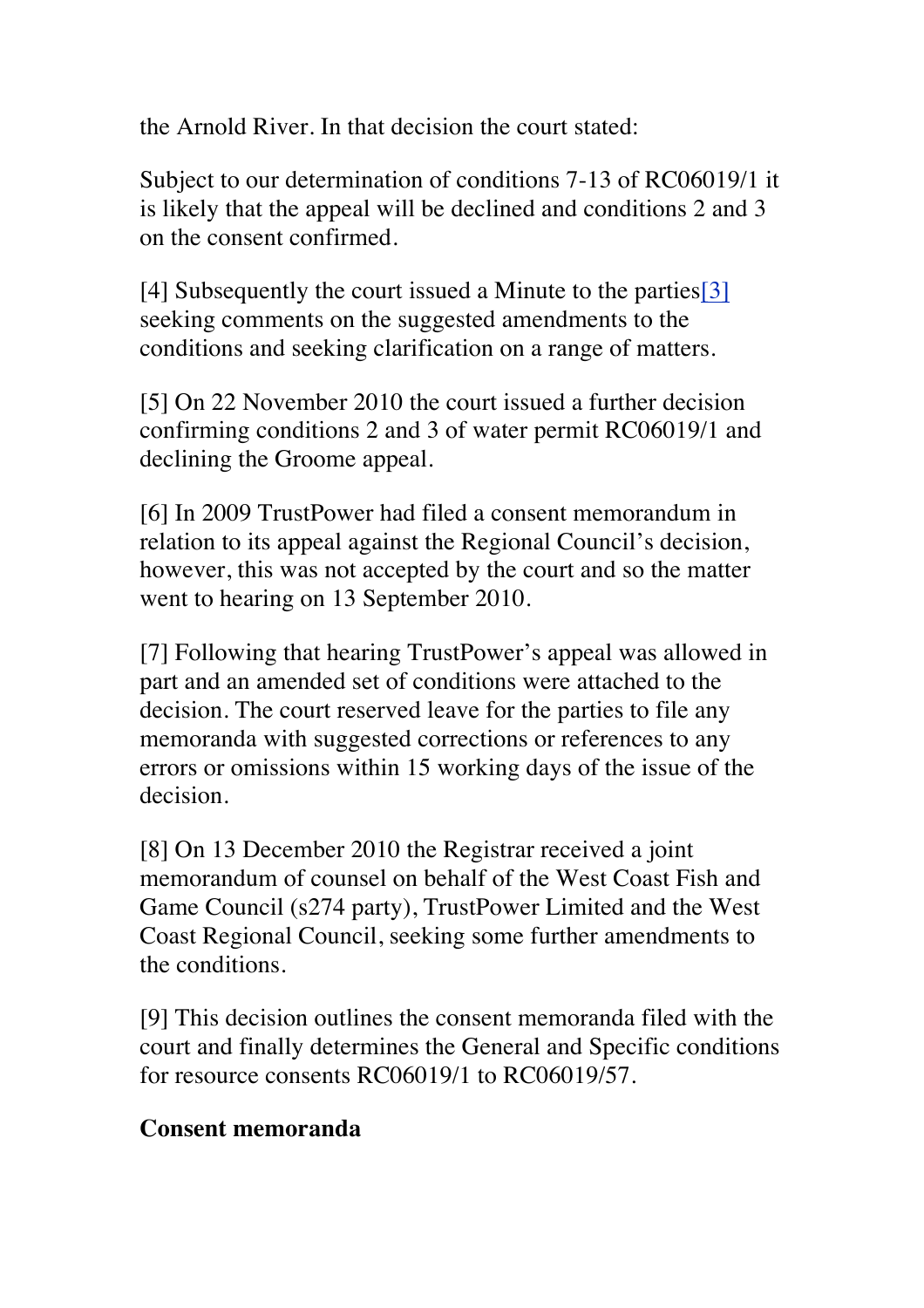the Arnold River. In that decision the court stated:

Subject to our determination of conditions 7-13 of RC06019/1 it is likely that the appeal will be declined and conditions 2 and 3 on the consent confirmed.

[4] Subsequently the court issued a Minute to the parties[3] seeking comments on the suggested amendments to the conditions and seeking clarification on a range of matters.

[5] On 22 November 2010 the court issued a further decision confirming conditions 2 and 3 of water permit RC06019/1 and declining the Groome appeal.

[6] In 2009 TrustPower had filed a consent memorandum in relation to its appeal against the Regional Council's decision, however, this was not accepted by the court and so the matter went to hearing on 13 September 2010.

[7] Following that hearing TrustPower's appeal was allowed in part and an amended set of conditions were attached to the decision. The court reserved leave for the parties to file any memoranda with suggested corrections or references to any errors or omissions within 15 working days of the issue of the decision.

[8] On 13 December 2010 the Registrar received a joint memorandum of counsel on behalf of the West Coast Fish and Game Council (s274 party), TrustPower Limited and the West Coast Regional Council, seeking some further amendments to the conditions.

[9] This decision outlines the consent memoranda filed with the court and finally determines the General and Specific conditions for resource consents RC06019/1 to RC06019/57.

**Consent memoranda**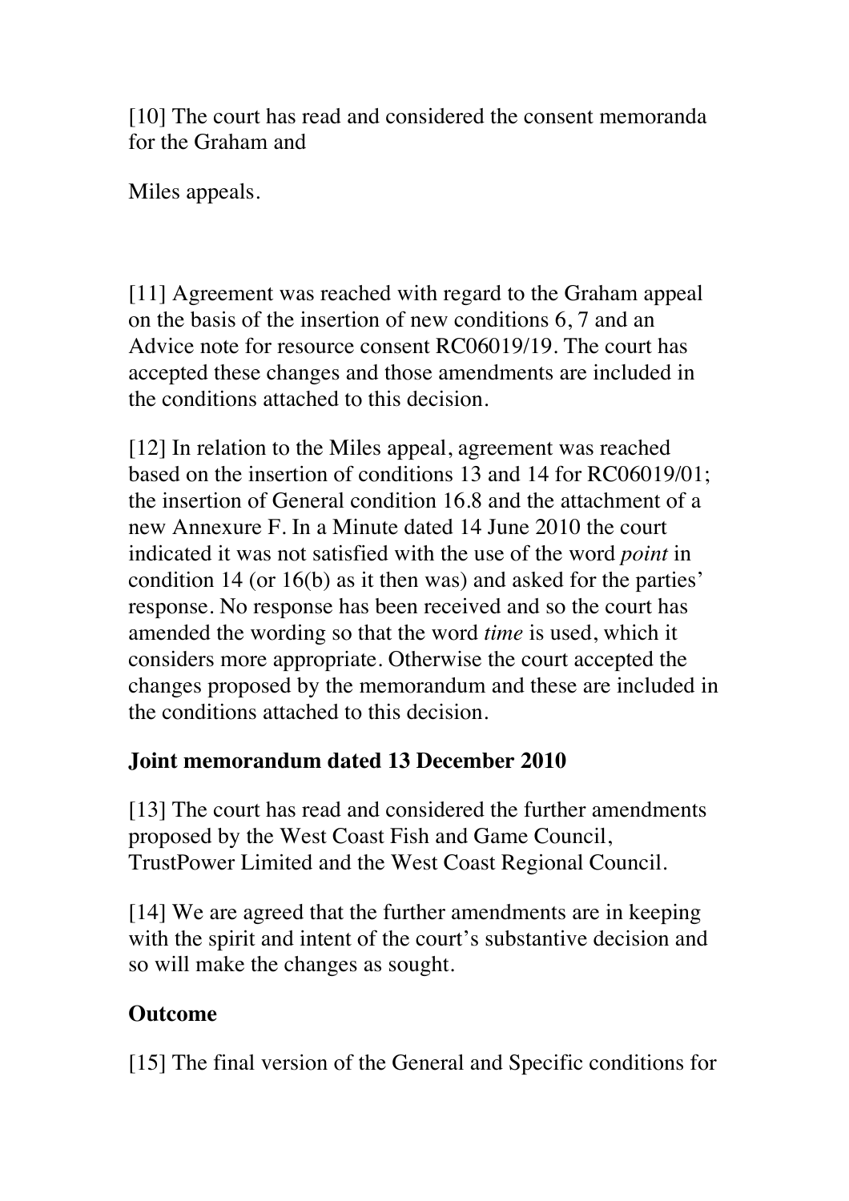[10] The court has read and considered the consent memoranda for the Graham and Miles appeals.

[11] Agreement was reached with regard to the Graham appeal on the basis of the insertion of new conditions 6, 7 and an Advice note for resource consent RC06019/19. The court has accepted these changes and those amendments are included in the conditions attached to this decision.

[12] In relation to the Miles appeal, agreement was reached based on the insertion of conditions 13 and 14 for RC06019/01; the insertion of General condition 16.8 and the attachment of a new Annexure F. In a Minute dated 14 June 2010 the court indicated it was not satisfied with the use of the word *point* in condition 14 (or 16(b) as it then was) and asked for the parties' response. No response has been received and so the court has amended the wording so that the word *time* is used, which it considers more appropriate. Otherwise the court accepted the changes proposed by the memorandum and these are included in the conditions attached to this decision.

**Joint memorandum dated 13 December 2010**

[13] The court has read and considered the further amendments proposed by the West Coast Fish and Game Council, TrustPower Limited and the West Coast Regional Council.

[14] We are agreed that the further amendments are in keeping with the spirit and intent of the court's substantive decision and so will make the changes as sought.

**Outcome**

[15] The final version of the General and Specific conditions for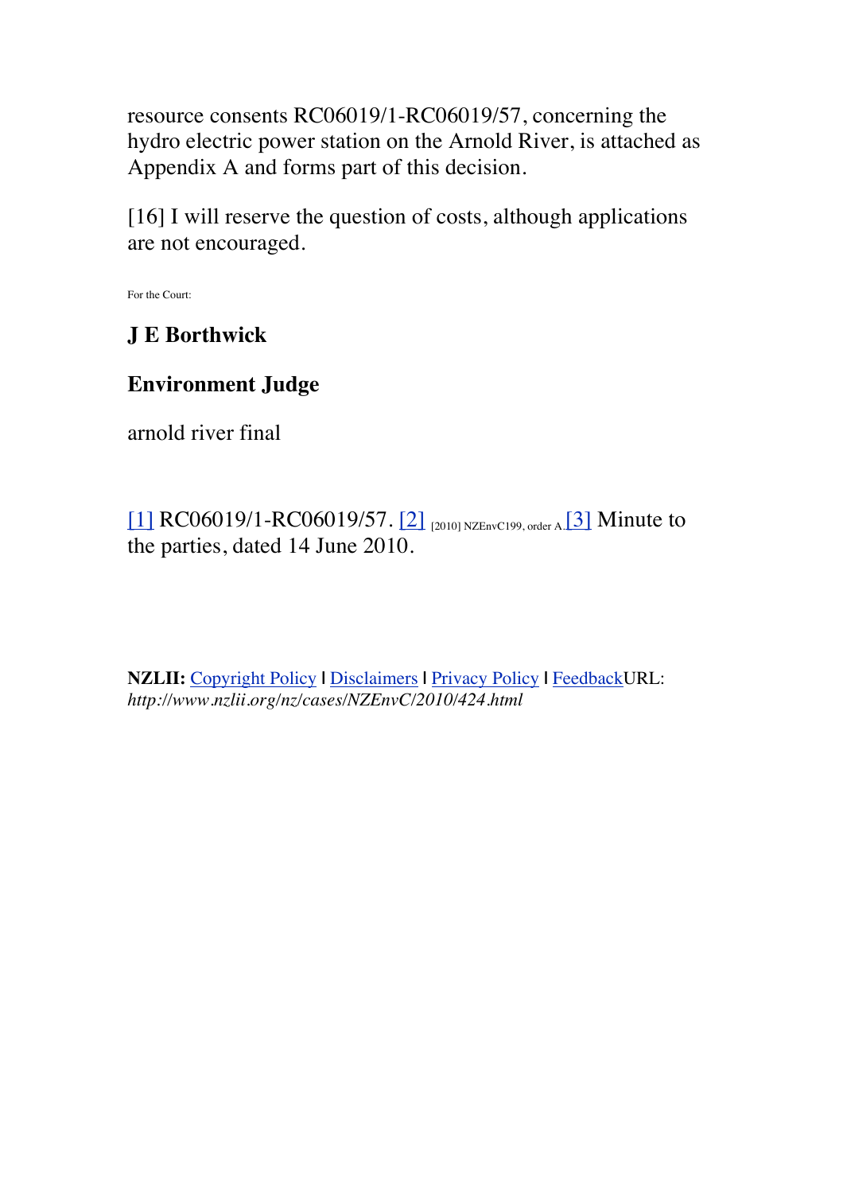resource consents RC06019/1-RC06019/57, concerning the hydro electric power station on the Arnold River, is attached as Appendix A and forms part of this decision.

[16] I will reserve the question of costs, although applications are not encouraged.

For the Court:

**J E Borthwick**

**Environment Judge**

arnold river final

[1] RC06019/1-RC06019/57. [2] [2010] NZEnvC199, order A.[3] Minute to the parties, dated 14 June 2010.

**NZLII:** Copyright Policy | Disclaimers | Privacy Policy | FeedbackURL: *http://www.nzlii.org/nz/cases/NZEnvC/2010/424.html*